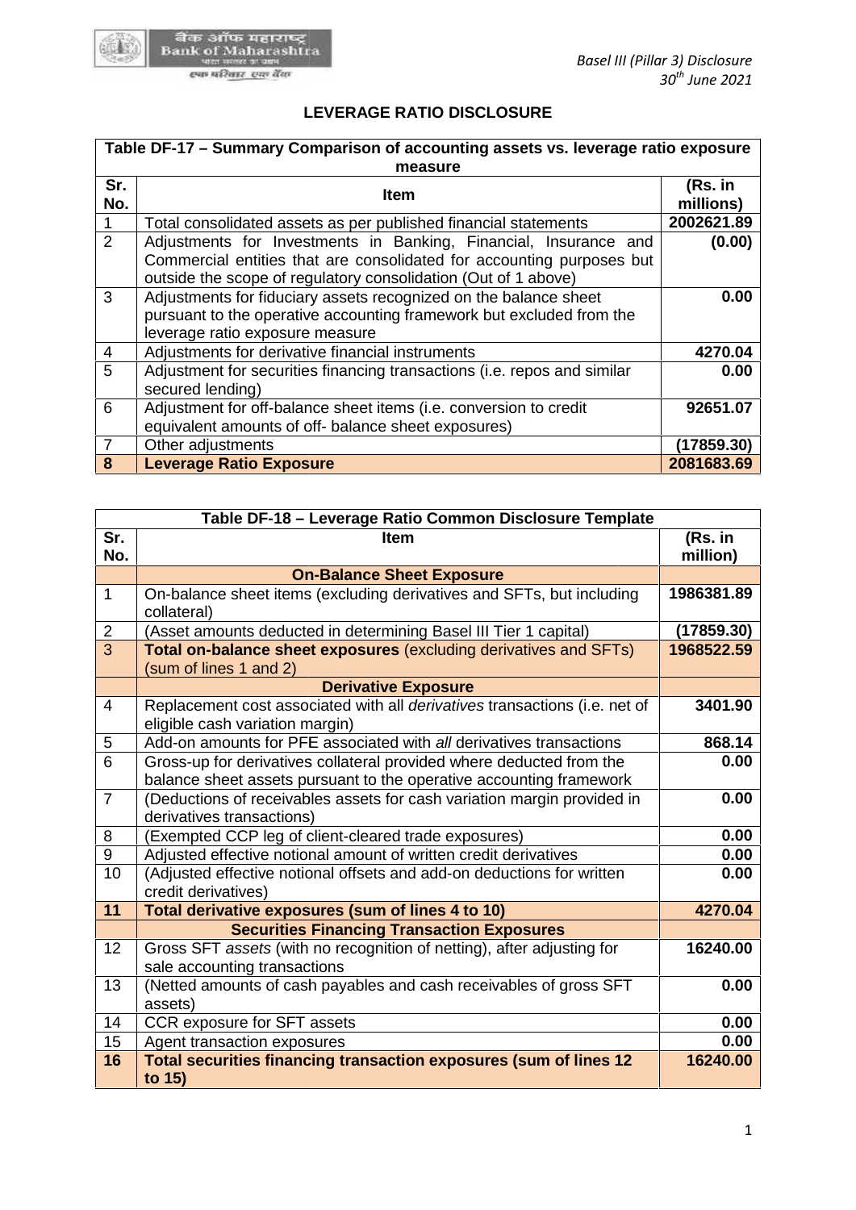## LEVERAGE RATIO DISCLOSURE

| Table DF-17 – Summary Comparison of accounting assets vs. leverage ratio exposure measure | | |
|---|---|---|
| **Sr. No.** | **Item** | **(Rs. in millions)** |
| 1 | Total consolidated assets as per published financial statements | **2002621.89** |
| 2 | Adjustments for Investments in Banking, Financial, Insurance and Commercial entities that are consolidated for accounting purposes but outside the scope of regulatory consolidation (Out of 1 above) | **(0.00)** |
| 3 | Adjustments for fiduciary assets recognized on the balance sheet pursuant to the operative accounting framework but excluded from the leverage ratio exposure measure | **0.00** |
| 4 | Adjustments for derivative financial instruments | **4270.04** |
| 5 | Adjustment for securities financing transactions (i.e. repos and similar secured lending) | **0.00** |
| 6 | Adjustment for off-balance sheet items (i.e. conversion to credit equivalent amounts of off- balance sheet exposures) | **92651.07** |
| 7 | Other adjustments | **(17859.30)** |
| **8** | **Leverage Ratio Exposure** | **2081683.69** |

| Table DF-18 – Leverage Ratio Common Disclosure Template | | |
|---|---|---|
| **Sr. No.** | **Item** | **(Rs. in million)** |
| | **On-Balance Sheet Exposure** | |
| 1 | On-balance sheet items (excluding derivatives and SFTs, but including collateral) | **1986381.89** |
| 2 | (Asset amounts deducted in determining Basel III Tier 1 capital) | **(17859.30)** |
| 3 | **Total on-balance sheet exposures** (excluding derivatives and SFTs) (sum of lines 1 and 2) | **1968522.59** |
| | **Derivative Exposure** | |
| 4 | Replacement cost associated with all *derivatives* transactions (i.e. net of eligible cash variation margin) | **3401.90** |
| 5 | Add-on amounts for PFE associated with *all* derivatives transactions | **868.14** |
| 6 | Gross-up for derivatives collateral provided where deducted from the balance sheet assets pursuant to the operative accounting framework | **0.00** |
| 7 | (Deductions of receivables assets for cash variation margin provided in derivatives transactions) | **0.00** |
| 8 | (Exempted CCP leg of client-cleared trade exposures) | **0.00** |
| 9 | Adjusted effective notional amount of written credit derivatives | **0.00** |
| 10 | (Adjusted effective notional offsets and add-on deductions for written credit derivatives) | **0.00** |
| **11** | **Total derivative exposures (sum of lines 4 to 10)** | **4270.04** |
| | **Securities Financing Transaction Exposures** | |
| 12 | Gross SFT *assets* (with no recognition of netting), after adjusting for sale accounting transactions | **16240.00** |
| 13 | (Netted amounts of cash payables and cash receivables of gross SFT assets) | **0.00** |
| 14 | CCR exposure for SFT assets | **0.00** |
| 15 | Agent transaction exposures | **0.00** |
| **16** | **Total securities financing transaction exposures (sum of lines 12 to 15)** | **16240.00** |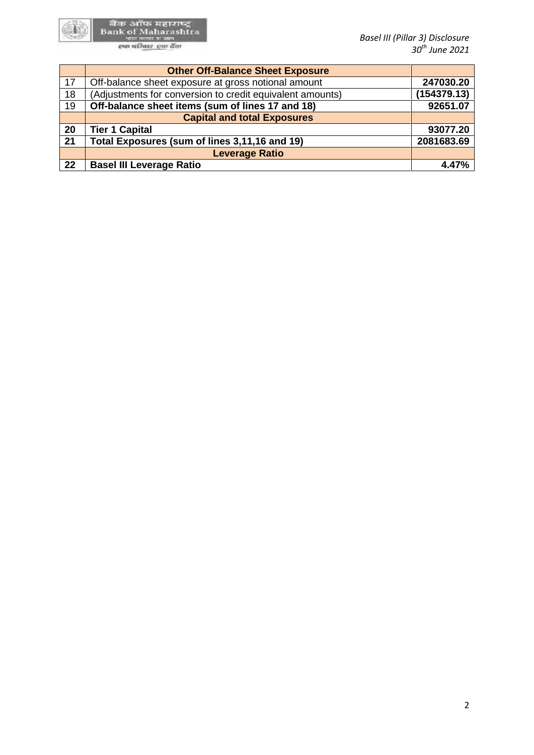| | | |
|---|---|---|
| | **Other Off-Balance Sheet Exposure** | |
| 17 | Off-balance sheet exposure at gross notional amount | **247030.20** |
| 18 | (Adjustments for conversion to credit equivalent amounts) | **(154379.13)** |
| 19 | **Off-balance sheet items (sum of lines 17 and 18)** | **92651.07** |
| | **Capital and total Exposures** | |
| **20** | **Tier 1 Capital** | **93077.20** |
| **21** | **Total Exposures (sum of lines 3,11,16 and 19)** | **2081683.69** |
| | **Leverage Ratio** | |
| **22** | **Basel III Leverage Ratio** | **4.47%** |